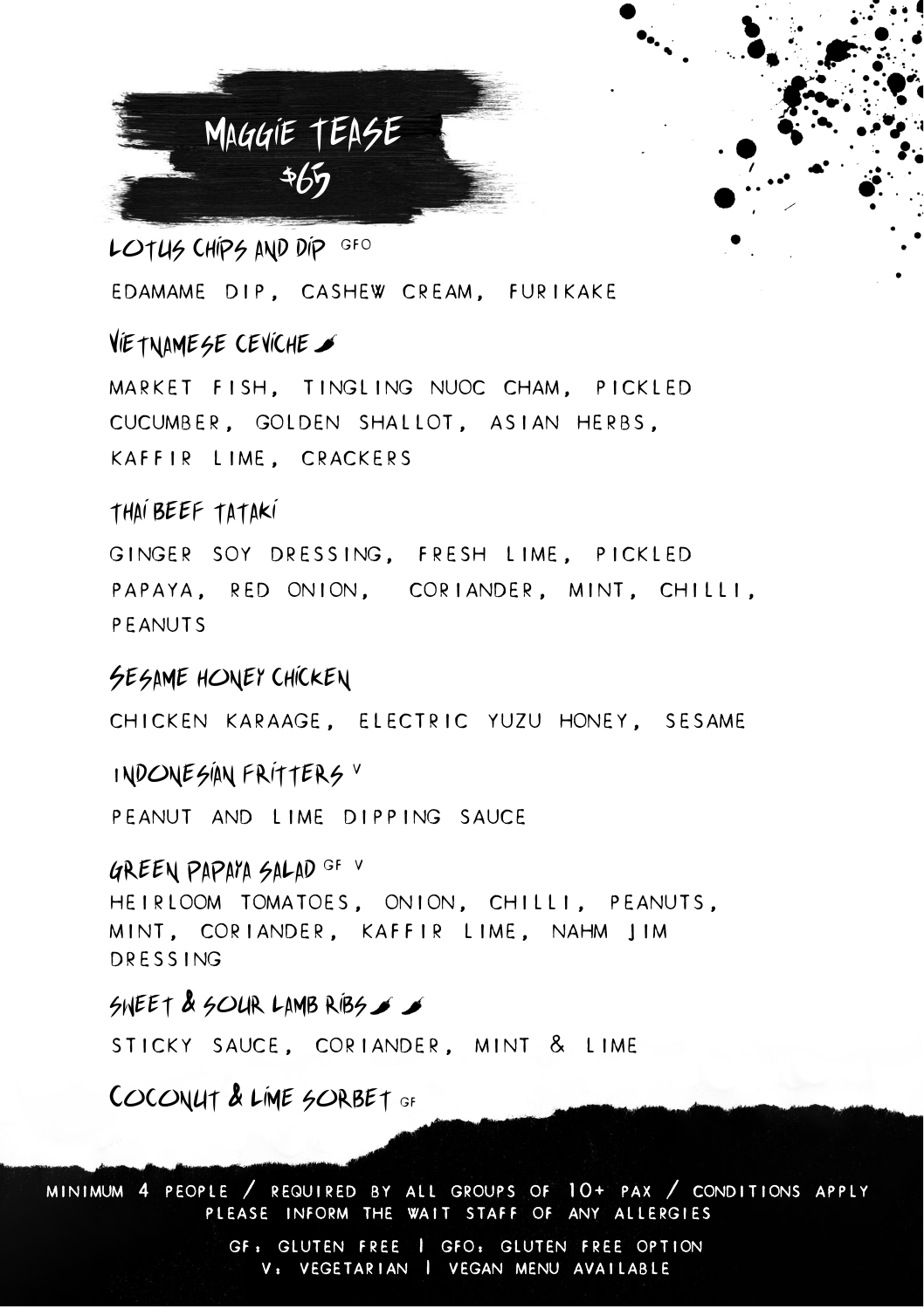# MAGGIE TEASE
## $65

### LOTUS CHIPS AND DIP GFO

EDAMAME DIP, CASHEW CREAM, FURIKAKE

### VIETNAMESE CEVICHE 🌶

MARKET FISH, TINGLING NUOC CHAM, PICKLED CUCUMBER, GOLDEN SHALLOT, ASIAN HERBS, KAFFIR LIME, CRACKERS

### THAI BEEF TATAKI

GINGER SOY DRESSING, FRESH LIME, PICKLED PAPAYA, RED ONION, CORIANDER, MINT, CHILLI, PEANUTS

### SESAME HONEY CHICKEN

CHICKEN KARAAGE, ELECTRIC YUZU HONEY, SESAME

### INDONESIAN FRITTERS V

PEANUT AND LIME DIPPING SAUCE

### GREEN PAPAYA SALAD GF V

HEIRLOOM TOMATOES, ONION, CHILLI, PEANUTS, MINT, CORIANDER, KAFFIR LIME, NAHM JIM DRESSING

### SWEET & SOUR LAMB RIBS 🌶 🌶

STICKY SAUCE, CORIANDER, MINT & LIME

### COCONUT & LIME SORBET GF

MINIMUM 4 PEOPLE / REQUIRED BY ALL GROUPS OF 10+ PAX / CONDITIONS APPLY
PLEASE INFORM THE WAIT STAFF OF ANY ALLERGIES

GF: GLUTEN FREE | GFO: GLUTEN FREE OPTION
V: VEGETARIAN | VEGAN MENU AVAILABLE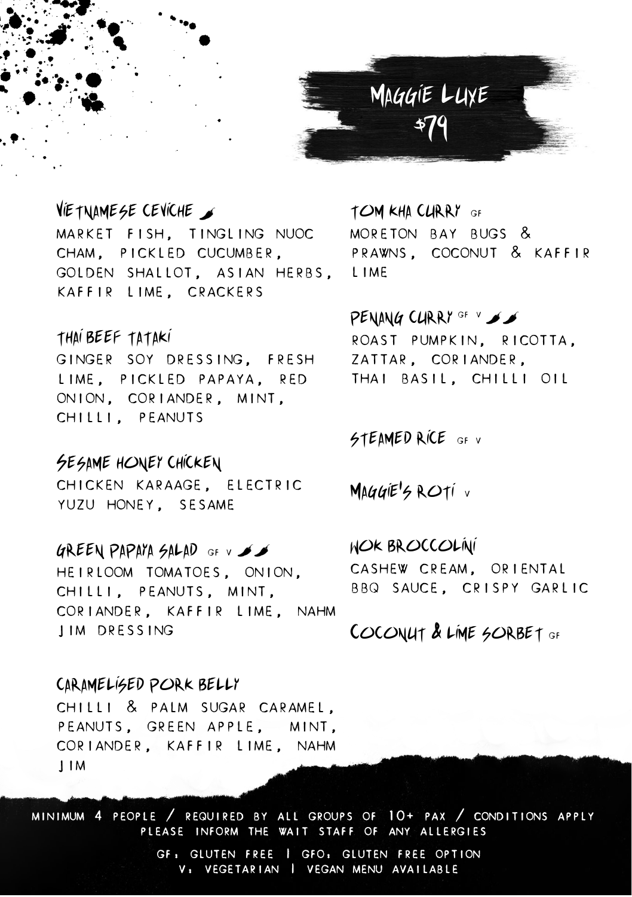# Maggie Luxe
## $79

### Vietnamese Ceviche 🌶
Market fish, tingling nuoc cham, pickled cucumber, golden shallot, Asian herbs, kaffir lime, crackers

### Thai Beef Tataki
Ginger soy dressing, fresh lime, pickled papaya, red onion, coriander, mint, chilli, peanuts

### Sesame Honey Chicken
Chicken karaage, electric yuzu honey, sesame

### Green Papaya Salad GF V 🌶🌶
Heirloom tomatoes, onion, chilli, peanuts, mint, coriander, kaffir lime, nahm jim dressing

### Caramelised Pork Belly
Chilli & palm sugar caramel, peanuts, green apple, mint, coriander, kaffir lime, nahm jim

### Tom Kha Curry GF
Moreton Bay bugs & prawns, coconut & kaffir lime

### Penang Curry GF V 🌶🌶
Roast pumpkin, ricotta, zattar, coriander, Thai basil, chilli oil

### Steamed Rice GF V

### Maggie's Roti V

### Wok Broccolini
Cashew cream, oriental BBQ sauce, crispy garlic

### Coconut & Lime Sorbet GF

Minimum 4 people / required by all groups of 10+ pax / conditions apply
Please inform the wait staff of any allergies

GF: Gluten free | GFO: Gluten free option
V: Vegetarian | Vegan menu available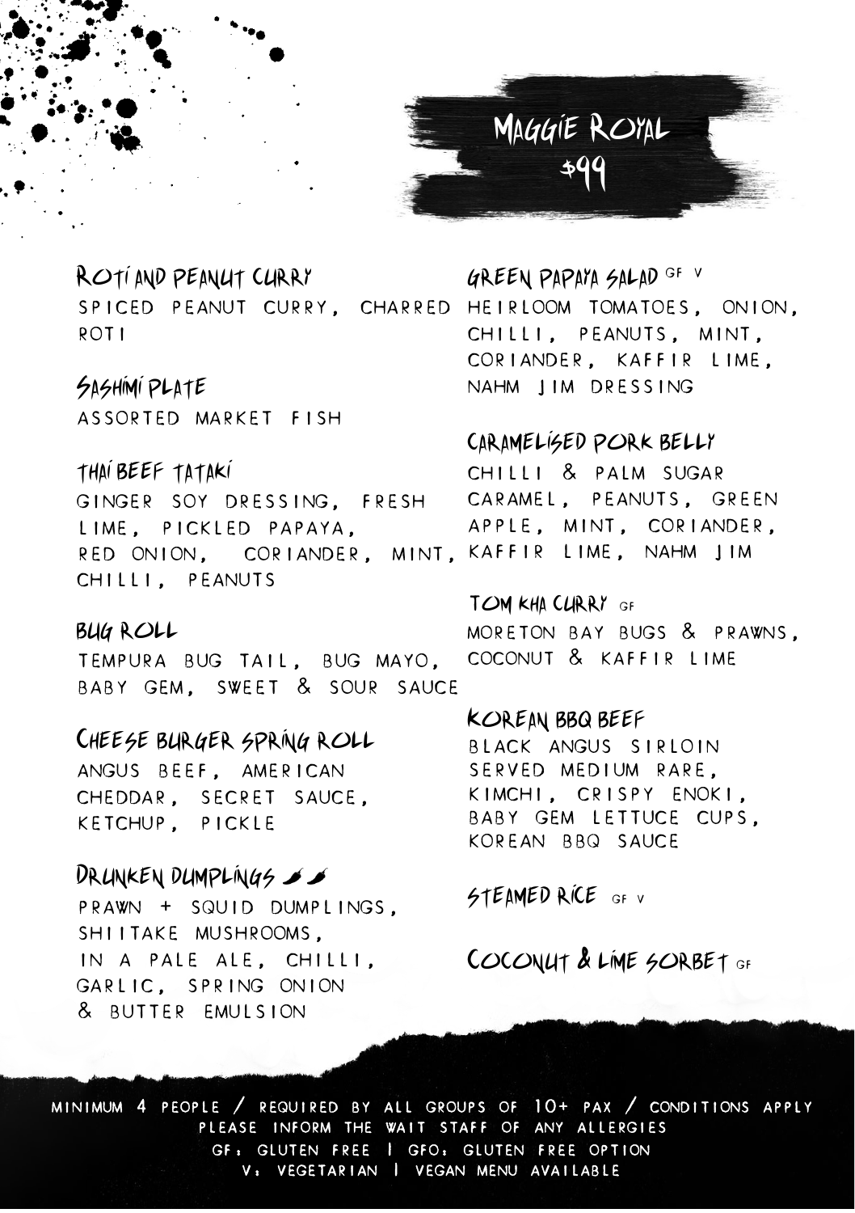# Maggie Royal

## $99

### Roti and Peanut Curry
SPICED PEANUT CURRY, CHARRED ROTI

### Sashimi Plate
ASSORTED MARKET FISH

### Thai Beef Tataki
GINGER SOY DRESSING, FRESH LIME, PICKLED PAPAYA, RED ONION, CORIANDER, MINT, CHILLI, PEANUTS

### Bug Roll
TEMPURA BUG TAIL, BUG MAYO, BABY GEM, SWEET & SOUR SAUCE

### Cheese Burger Spring Roll
ANGUS BEEF, AMERICAN CHEDDAR, SECRET SAUCE, KETCHUP, PICKLE

### Drunken Dumplings 🌶🌶
PRAWN + SQUID DUMPLINGS, SHIITAKE MUSHROOMS, IN A PALE ALE, CHILLI, GARLIC, SPRING ONION & BUTTER EMULSION

### Green Papaya Salad GF V
HEIRLOOM TOMATOES, ONION, CHILLI, PEANUTS, MINT, CORIANDER, KAFFIR LIME, NAHM JIM DRESSING

### Caramelised Pork Belly
CHILLI & PALM SUGAR CARAMEL, PEANUTS, GREEN APPLE, MINT, CORIANDER, KAFFIR LIME, NAHM JIM

### Tom Kha Curry GF
MORETON BAY BUGS & PRAWNS, COCONUT & KAFFIR LIME

### Korean BBQ Beef
BLACK ANGUS SIRLOIN SERVED MEDIUM RARE, KIMCHI, CRISPY ENOKI, BABY GEM LETTUCE CUPS, KOREAN BBQ SAUCE

### Steamed Rice GF V

### Coconut & Lime Sorbet GF

MINIMUM 4 PEOPLE / REQUIRED BY ALL GROUPS OF 10+ PAX / CONDITIONS APPLY

PLEASE INFORM THE WAIT STAFF OF ANY ALLERGIES

GF: GLUTEN FREE | GFO: GLUTEN FREE OPTION

V: VEGETARIAN | VEGAN MENU AVAILABLE